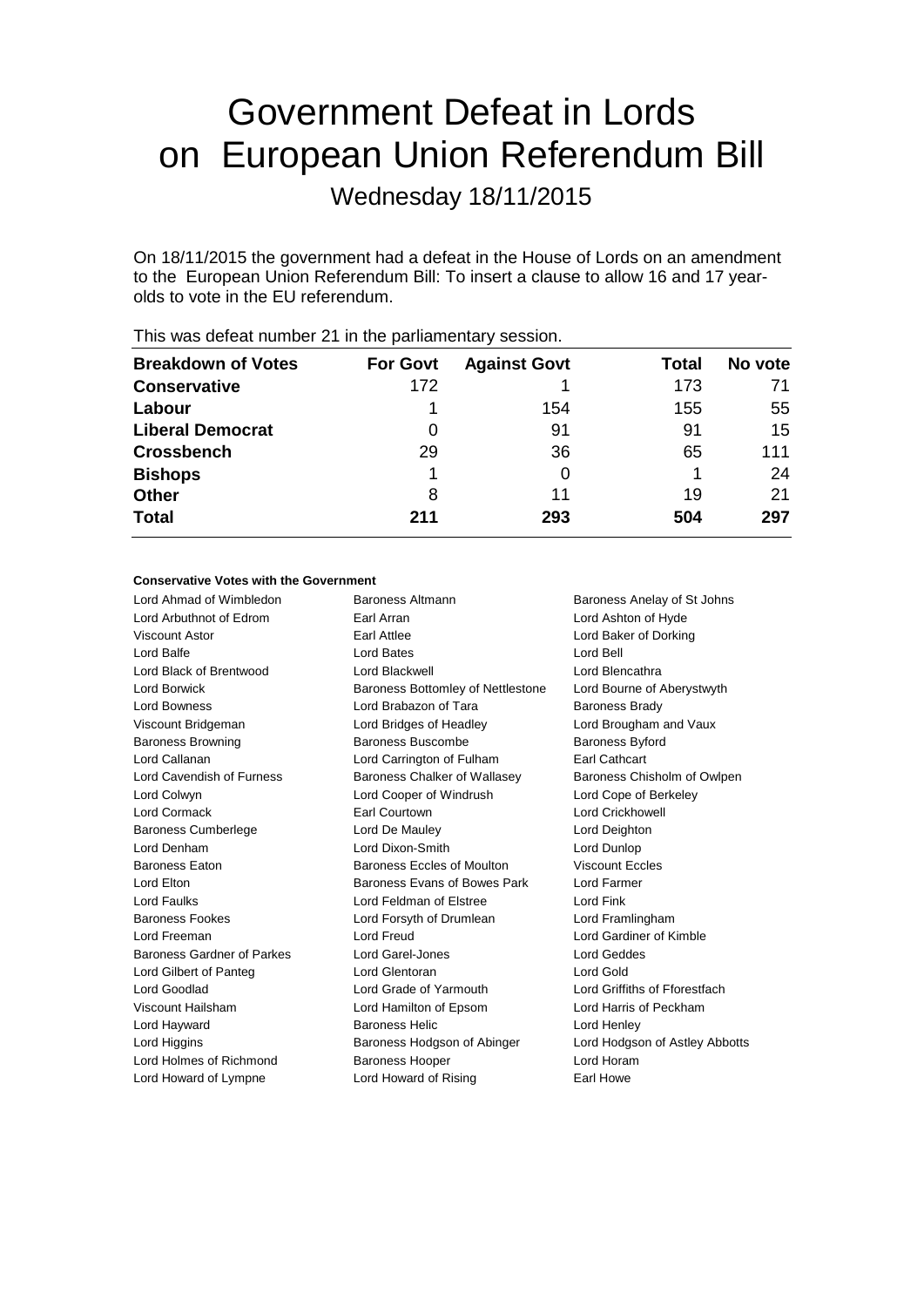# Government Defeat in Lords on European Union Referendum Bill

Wednesday 18/11/2015

On 18/11/2015 the government had a defeat in the House of Lords on an amendment to the European Union Referendum Bill: To insert a clause to allow 16 and 17 year-olds to vote in the EU referendum.

This was defeat number 21 in the parliamentary session.

| Breakdown of Votes | For Govt | Against Govt | Total | No vote |
|---|---|---|---|---|
| **Conservative** | 172 | 1 | 173 | 71 |
| **Labour** | 1 | 154 | 155 | 55 |
| **Liberal Democrat** | 0 | 91 | 91 | 15 |
| **Crossbench** | 29 | 36 | 65 | 111 |
| **Bishops** | 1 | 0 | 1 | 24 |
| **Other** | 8 | 11 | 19 | 21 |
| **Total** | **211** | **293** | **504** | **297** |

#### Conservative Votes with the Government

| | | |
|---|---|---|
| Lord Ahmad of Wimbledon | Baroness Altmann | Baroness Anelay of St Johns |
| Lord Arbuthnot of Edrom | Earl Arran | Lord Ashton of Hyde |
| Viscount Astor | Earl Attlee | Lord Baker of Dorking |
| Lord Balfe | Lord Bates | Lord Bell |
| Lord Black of Brentwood | Lord Blackwell | Lord Blencathra |
| Lord Borwick | Baroness Bottomley of Nettlestone | Lord Bourne of Aberystwyth |
| Lord Bowness | Lord Brabazon of Tara | Baroness Brady |
| Viscount Bridgeman | Lord Bridges of Headley | Lord Brougham and Vaux |
| Baroness Browning | Baroness Buscombe | Baroness Byford |
| Lord Callanan | Lord Carrington of Fulham | Earl Cathcart |
| Lord Cavendish of Furness | Baroness Chalker of Wallasey | Baroness Chisholm of Owlpen |
| Lord Colwyn | Lord Cooper of Windrush | Lord Cope of Berkeley |
| Lord Cormack | Earl Courtown | Lord Crickhowell |
| Baroness Cumberlege | Lord De Mauley | Lord Deighton |
| Lord Denham | Lord Dixon-Smith | Lord Dunlop |
| Baroness Eaton | Baroness Eccles of Moulton | Viscount Eccles |
| Lord Elton | Baroness Evans of Bowes Park | Lord Farmer |
| Lord Faulks | Lord Feldman of Elstree | Lord Fink |
| Baroness Fookes | Lord Forsyth of Drumlean | Lord Framlingham |
| Lord Freeman | Lord Freud | Lord Gardiner of Kimble |
| Baroness Gardner of Parkes | Lord Garel-Jones | Lord Geddes |
| Lord Gilbert of Panteg | Lord Glentoran | Lord Gold |
| Lord Goodlad | Lord Grade of Yarmouth | Lord Griffiths of Fforestfach |
| Viscount Hailsham | Lord Hamilton of Epsom | Lord Harris of Peckham |
| Lord Hayward | Baroness Helic | Lord Henley |
| Lord Higgins | Baroness Hodgson of Abinger | Lord Hodgson of Astley Abbotts |
| Lord Holmes of Richmond | Baroness Hooper | Lord Horam |
| Lord Howard of Lympne | Lord Howard of Rising | Earl Howe |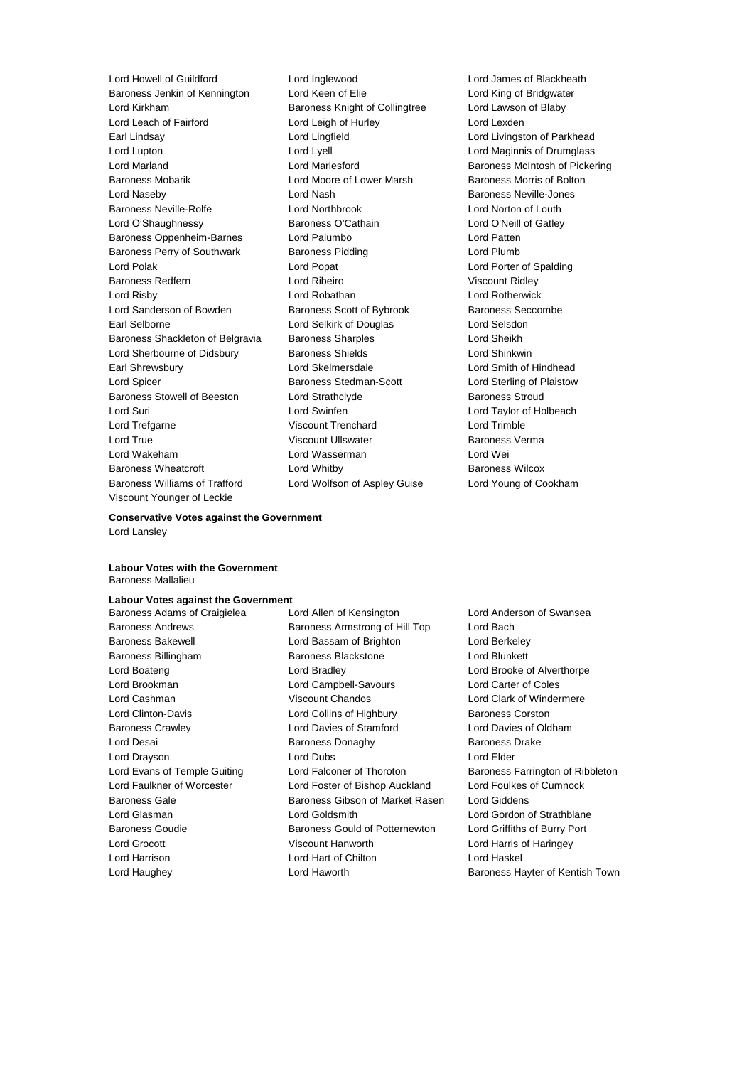Lord Howell of Guildford
Lord Inglewood
Lord James of Blackheath
Baroness Jenkin of Kennington
Lord Keen of Elie
Lord King of Bridgwater
Lord Kirkham
Baroness Knight of Collingtree
Lord Lawson of Blaby
Lord Leach of Fairford
Lord Leigh of Hurley
Lord Lexden
Earl Lindsay
Lord Lingfield
Lord Livingston of Parkhead
Lord Lupton
Lord Lyell
Lord Maginnis of Drumglass
Lord Marland
Lord Marlesford
Baroness McIntosh of Pickering
Baroness Mobarik
Lord Moore of Lower Marsh
Baroness Morris of Bolton
Lord Naseby
Lord Nash
Baroness Neville-Jones
Baroness Neville-Rolfe
Lord Northbrook
Lord Norton of Louth
Lord O'Shaughnessy
Baroness O'Cathain
Lord O'Neill of Gatley
Baroness Oppenheim-Barnes
Lord Palumbo
Lord Patten
Baroness Perry of Southwark
Baroness Pidding
Lord Plumb
Lord Polak
Lord Popat
Lord Porter of Spalding
Baroness Redfern
Lord Ribeiro
Viscount Ridley
Lord Risby
Lord Robathan
Lord Rotherwick
Lord Sanderson of Bowden
Baroness Scott of Bybrook
Baroness Seccombe
Earl Selborne
Lord Selkirk of Douglas
Lord Selsdon
Baroness Shackleton of Belgravia
Baroness Sharples
Lord Sheikh
Lord Sherbourne of Didsbury
Baroness Shields
Lord Shinkwin
Earl Shrewsbury
Lord Skelmersdale
Lord Smith of Hindhead
Lord Spicer
Baroness Stedman-Scott
Lord Sterling of Plaistow
Baroness Stowell of Beeston
Lord Strathclyde
Baroness Stroud
Lord Suri
Lord Swinfen
Lord Taylor of Holbeach
Lord Trefgarne
Viscount Trenchard
Lord Trimble
Lord True
Viscount Ullswater
Baroness Verma
Lord Wakeham
Lord Wasserman
Lord Wei
Baroness Wheatcroft
Lord Whitby
Baroness Wilcox
Baroness Williams of Trafford
Lord Wolfson of Aspley Guise
Lord Young of Cookham
Viscount Younger of Leckie

**Conservative Votes against the Government**

Lord Lansley

---

**Labour Votes with the Government**

Baroness Mallalieu

**Labour Votes against the Government**

Baroness Adams of Craigielea
Lord Allen of Kensington
Lord Anderson of Swansea
Baroness Andrews
Baroness Armstrong of Hill Top
Lord Bach
Baroness Bakewell
Lord Bassam of Brighton
Lord Berkeley
Baroness Billingham
Baroness Blackstone
Lord Blunkett
Lord Boateng
Lord Bradley
Lord Brooke of Alverthorpe
Lord Brookman
Lord Campbell-Savours
Lord Carter of Coles
Lord Cashman
Viscount Chandos
Lord Clark of Windermere
Lord Clinton-Davis
Lord Collins of Highbury
Baroness Corston
Baroness Crawley
Lord Davies of Stamford
Lord Davies of Oldham
Lord Desai
Baroness Donaghy
Baroness Drake
Lord Drayson
Lord Dubs
Lord Elder
Lord Evans of Temple Guiting
Lord Falconer of Thoroton
Baroness Farrington of Ribbleton
Lord Faulkner of Worcester
Lord Foster of Bishop Auckland
Lord Foulkes of Cumnock
Baroness Gale
Baroness Gibson of Market Rasen
Lord Giddens
Lord Glasman
Lord Goldsmith
Lord Gordon of Strathblane
Baroness Goudie
Baroness Gould of Potternewton
Lord Griffiths of Burry Port
Lord Grocott
Viscount Hanworth
Lord Harris of Haringey
Lord Harrison
Lord Hart of Chilton
Lord Haskel
Lord Haughey
Lord Haworth
Baroness Hayter of Kentish Town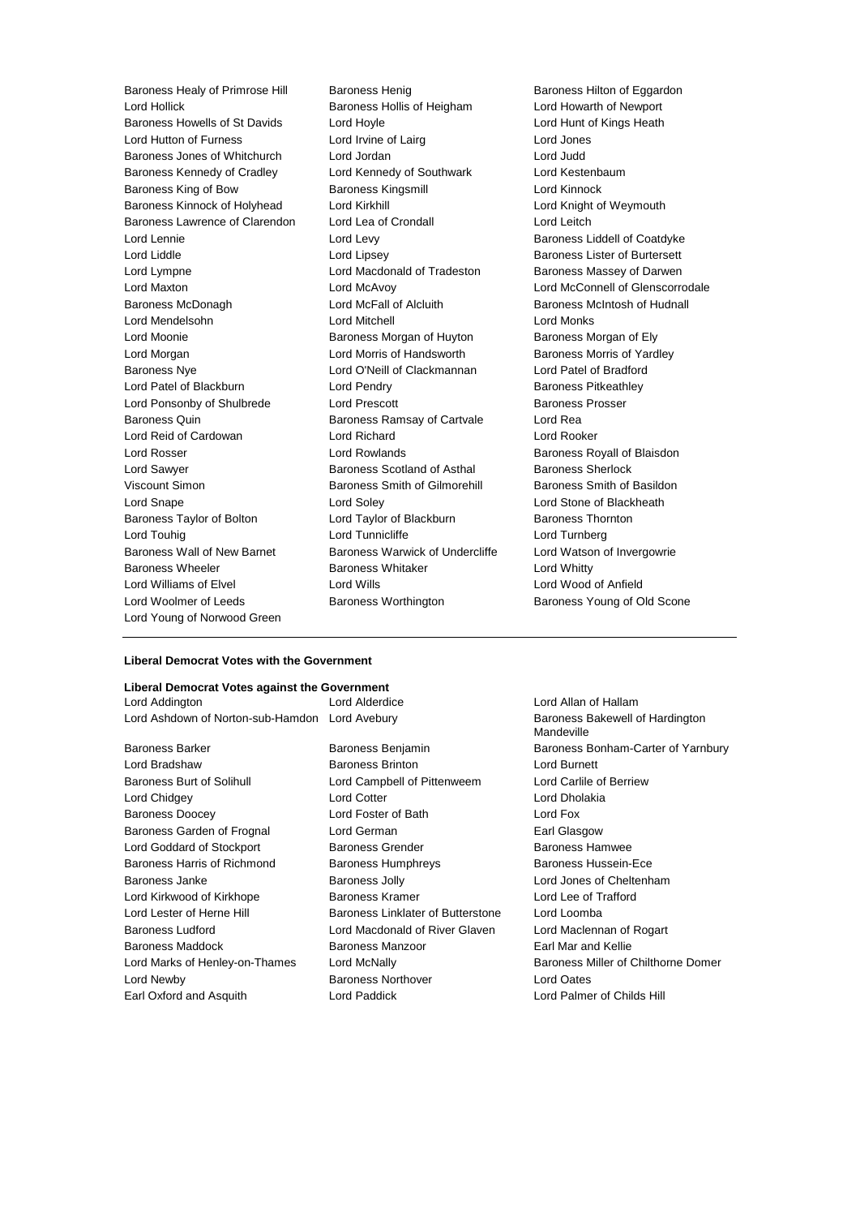Baroness Healy of Primrose Hill
Baroness Henig
Baroness Hilton of Eggardon
Lord Hollick
Baroness Hollis of Heigham
Lord Howarth of Newport
Baroness Howells of St Davids
Lord Hoyle
Lord Hunt of Kings Heath
Lord Hutton of Furness
Lord Irvine of Lairg
Lord Jones
Baroness Jones of Whitchurch
Lord Jordan
Lord Judd
Baroness Kennedy of Cradley
Lord Kennedy of Southwark
Lord Kestenbaum
Baroness King of Bow
Baroness Kingsmill
Lord Kinnock
Baroness Kinnock of Holyhead
Lord Kirkhill
Lord Knight of Weymouth
Baroness Lawrence of Clarendon
Lord Lea of Crondall
Lord Leitch
Lord Lennie
Lord Levy
Baroness Liddell of Coatdyke
Lord Liddle
Lord Lipsey
Baroness Lister of Burtersett
Lord Lympne
Lord Macdonald of Tradeston
Baroness Massey of Darwen
Lord Maxton
Lord McAvoy
Lord McConnell of Glenscorrodale
Baroness McDonagh
Lord McFall of Alcluith
Baroness McIntosh of Hudnall
Lord Mendelsohn
Lord Mitchell
Lord Monks
Lord Moonie
Baroness Morgan of Huyton
Baroness Morgan of Ely
Lord Morgan
Lord Morris of Handsworth
Baroness Morris of Yardley
Baroness Nye
Lord O'Neill of Clackmannan
Lord Patel of Bradford
Lord Patel of Blackburn
Lord Pendry
Baroness Pitkeathley
Lord Ponsonby of Shulbrede
Lord Prescott
Baroness Prosser
Baroness Quin
Baroness Ramsay of Cartvale
Lord Rea
Lord Reid of Cardowan
Lord Richard
Lord Rooker
Lord Rosser
Lord Rowlands
Baroness Royall of Blaisdon
Lord Sawyer
Baroness Scotland of Asthal
Baroness Sherlock
Viscount Simon
Baroness Smith of Gilmorehill
Baroness Smith of Basildon
Lord Snape
Lord Soley
Lord Stone of Blackheath
Baroness Taylor of Bolton
Lord Taylor of Blackburn
Baroness Thornton
Lord Touhig
Lord Tunnicliffe
Lord Turnberg
Baroness Wall of New Barnet
Baroness Warwick of Undercliffe
Lord Watson of Invergowrie
Baroness Wheeler
Baroness Whitaker
Lord Whitty
Lord Williams of Elvel
Lord Wills
Lord Wood of Anfield
Lord Woolmer of Leeds
Baroness Worthington
Baroness Young of Old Scone
Lord Young of Norwood Green

---

**Liberal Democrat Votes with the Government**

**Liberal Democrat Votes against the Government**

Lord Addington
Lord Alderdice
Lord Allan of Hallam
Lord Ashdown of Norton-sub-Hamdon
Lord Avebury
Baroness Bakewell of Hardington Mandeville
Baroness Barker
Baroness Benjamin
Baroness Bonham-Carter of Yarnbury
Lord Bradshaw
Baroness Brinton
Lord Burnett
Baroness Burt of Solihull
Lord Campbell of Pittenweem
Lord Carlile of Berriew
Lord Chidgey
Lord Cotter
Lord Dholakia
Baroness Doocey
Lord Foster of Bath
Lord Fox
Baroness Garden of Frognal
Lord German
Earl Glasgow
Lord Goddard of Stockport
Baroness Grender
Baroness Hamwee
Baroness Harris of Richmond
Baroness Humphreys
Baroness Hussein-Ece
Baroness Janke
Baroness Jolly
Lord Jones of Cheltenham
Lord Kirkwood of Kirkhope
Baroness Kramer
Lord Lee of Trafford
Lord Lester of Herne Hill
Baroness Linklater of Butterstone
Lord Loomba
Baroness Ludford
Lord Macdonald of River Glaven
Lord Maclennan of Rogart
Baroness Maddock
Baroness Manzoor
Earl Mar and Kellie
Lord Marks of Henley-on-Thames
Lord McNally
Baroness Miller of Chilthorne Domer
Lord Newby
Baroness Northover
Lord Oates
Earl Oxford and Asquith
Lord Paddick
Lord Palmer of Childs Hill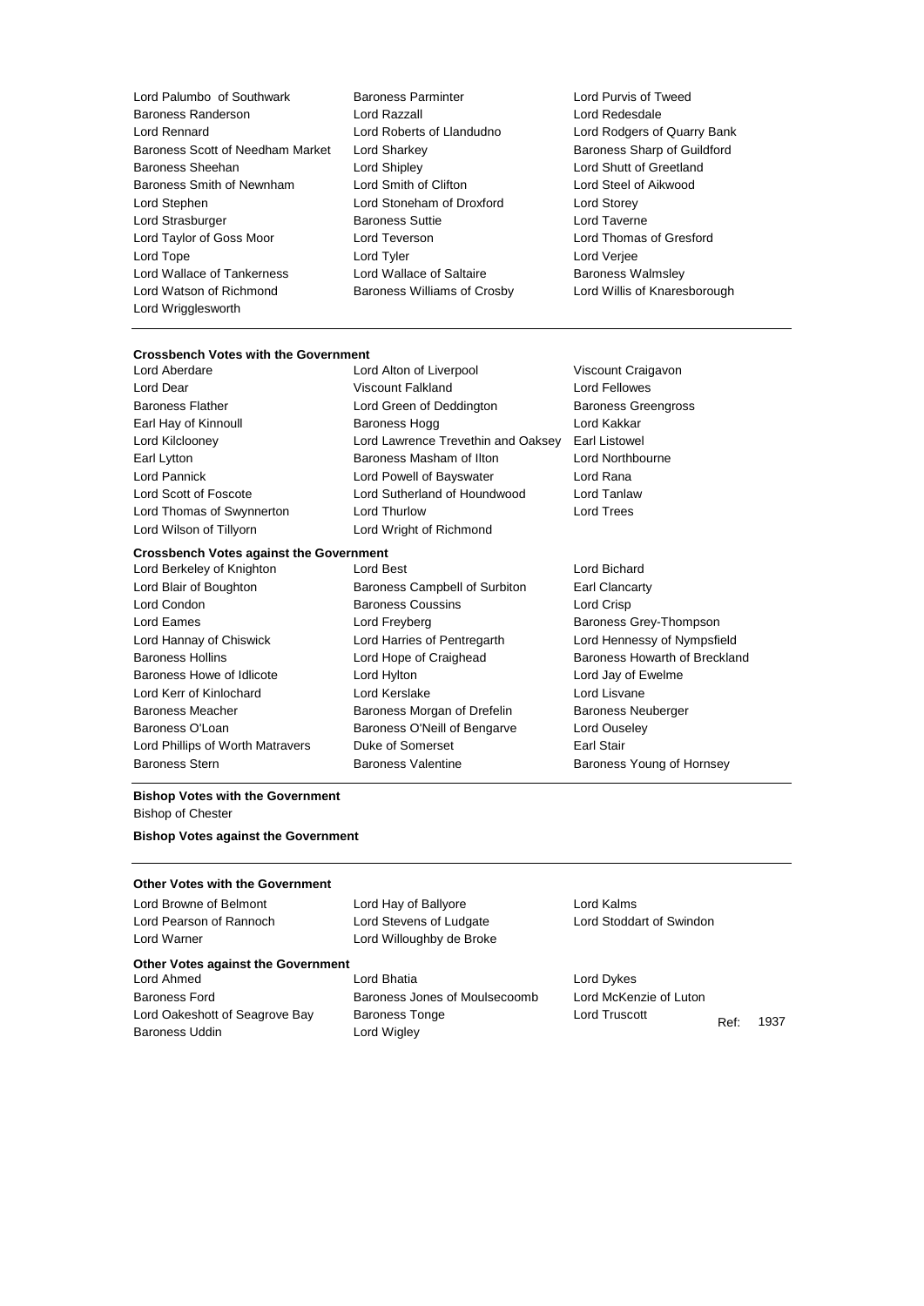Lord Palumbo of Southwark
Baroness Parminter
Lord Purvis of Tweed
Baroness Randerson
Lord Razzall
Lord Redesdale
Lord Rennard
Lord Roberts of Llandudno
Lord Rodgers of Quarry Bank
Baroness Scott of Needham Market
Lord Sharkey
Baroness Sharp of Guildford
Baroness Sheehan
Lord Shipley
Lord Shutt of Greetland
Baroness Smith of Newnham
Lord Smith of Clifton
Lord Steel of Aikwood
Lord Stephen
Lord Stoneham of Droxford
Lord Storey
Lord Strasburger
Baroness Suttie
Lord Taverne
Lord Taylor of Goss Moor
Lord Teverson
Lord Thomas of Gresford
Lord Tope
Lord Tyler
Lord Verjee
Lord Wallace of Tankerness
Lord Wallace of Saltaire
Baroness Walmsley
Lord Watson of Richmond
Baroness Williams of Crosby
Lord Willis of Knaresborough
Lord Wrigglesworth

**Crossbench Votes with the Government**

Lord Aberdare
Lord Alton of Liverpool
Viscount Craigavon
Lord Dear
Viscount Falkland
Lord Fellowes
Baroness Flather
Lord Green of Deddington
Baroness Greengross
Earl Hay of Kinnoull
Baroness Hogg
Lord Kakkar
Lord Kilclooney
Lord Lawrence Trevethin and Oaksey
Earl Listowel
Earl Lytton
Baroness Masham of Ilton
Lord Northbourne
Lord Pannick
Lord Powell of Bayswater
Lord Rana
Lord Scott of Foscote
Lord Sutherland of Houndwood
Lord Tanlaw
Lord Thomas of Swynnerton
Lord Thurlow
Lord Trees
Lord Wilson of Tillyorn
Lord Wright of Richmond

**Crossbench Votes against the Government**

Lord Berkeley of Knighton
Lord Best
Lord Bichard
Lord Blair of Boughton
Baroness Campbell of Surbiton
Earl Clancarty
Lord Condon
Baroness Coussins
Lord Crisp
Lord Eames
Lord Freyberg
Baroness Grey-Thompson
Lord Hannay of Chiswick
Lord Harries of Pentregarth
Lord Hennessy of Nympsfield
Baroness Hollins
Lord Hope of Craighead
Baroness Howarth of Breckland
Baroness Howe of Idlicote
Lord Hylton
Lord Jay of Ewelme
Lord Kerr of Kinlochard
Lord Kerslake
Lord Lisvane
Baroness Meacher
Baroness Morgan of Drefelin
Baroness Neuberger
Baroness O'Loan
Baroness O'Neill of Bengarve
Lord Ouseley
Lord Phillips of Worth Matravers
Duke of Somerset
Earl Stair
Baroness Stern
Baroness Valentine
Baroness Young of Hornsey

**Bishop Votes with the Government**

Bishop of Chester

**Bishop Votes against the Government**

**Other Votes with the Government**

Lord Browne of Belmont
Lord Hay of Ballyore
Lord Kalms
Lord Pearson of Rannoch
Lord Stevens of Ludgate
Lord Stoddart of Swindon
Lord Warner
Lord Willoughby de Broke

**Other Votes against the Government**

Lord Ahmed
Lord Bhatia
Lord Dykes
Baroness Ford
Baroness Jones of Moulsecoomb
Lord McKenzie of Luton
Lord Oakeshott of Seagrove Bay
Baroness Tonge
Lord Truscott
Baroness Uddin
Lord Wigley

Ref: 1937